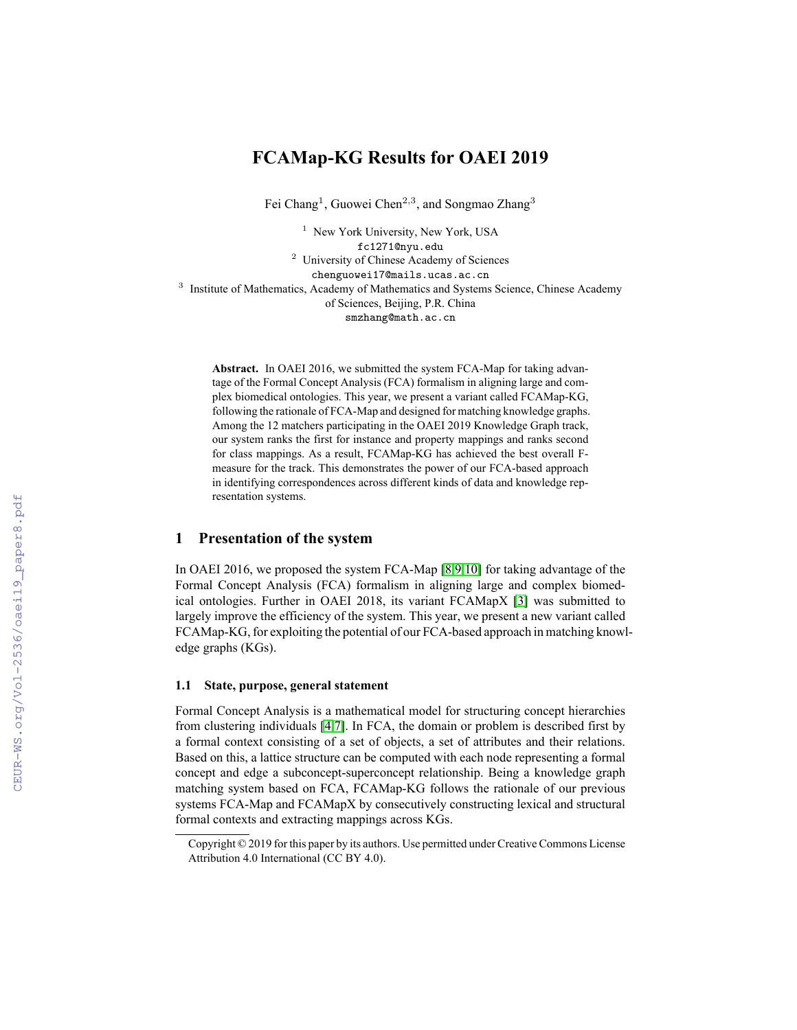# FCAMap-KG Results for OAEI 2019

Fei Chang[1], Guowei Chen[2,3], and Songmao Zhang[3]

[1] New York University, New York, USA
fc1271@nyu.edu
[2] University of Chinese Academy of Sciences
chenguowei17@mails.ucas.ac.cn
[3] Institute of Mathematics, Academy of Mathematics and Systems Science, Chinese Academy of Sciences, Beijing, P.R. China
smzhang@math.ac.cn

**Abstract.** In OAEI 2016, we submitted the system FCA-Map for taking advantage of the Formal Concept Analysis (FCA) formalism in aligning large and complex biomedical ontologies. This year, we present a variant called FCAMap-KG, following the rationale of FCA-Map and designed for matching knowledge graphs. Among the 12 matchers participating in the OAEI 2019 Knowledge Graph track, our system ranks the first for instance and property mappings and ranks second for class mappings. As a result, FCAMap-KG has achieved the best overall F-measure for the track. This demonstrates the power of our FCA-based approach in identifying correspondences across different kinds of data and knowledge representation systems.

## 1 Presentation of the system

In OAEI 2016, we proposed the system FCA-Map [8,9,10] for taking advantage of the Formal Concept Analysis (FCA) formalism in aligning large and complex biomedical ontologies. Further in OAEI 2018, its variant FCAMapX [3] was submitted to largely improve the efficiency of the system. This year, we present a new variant called FCAMap-KG, for exploiting the potential of our FCA-based approach in matching knowledge graphs (KGs).

### 1.1 State, purpose, general statement

Formal Concept Analysis is a mathematical model for structuring concept hierarchies from clustering individuals [4,7]. In FCA, the domain or problem is described first by a formal context consisting of a set of objects, a set of attributes and their relations. Based on this, a lattice structure can be computed with each node representing a formal concept and edge a subconcept-superconcept relationship. Being a knowledge graph matching system based on FCA, FCAMap-KG follows the rationale of our previous systems FCA-Map and FCAMapX by consecutively constructing lexical and structural formal contexts and extracting mappings across KGs.

Copyright © 2019 for this paper by its authors. Use permitted under Creative Commons License Attribution 4.0 International (CC BY 4.0).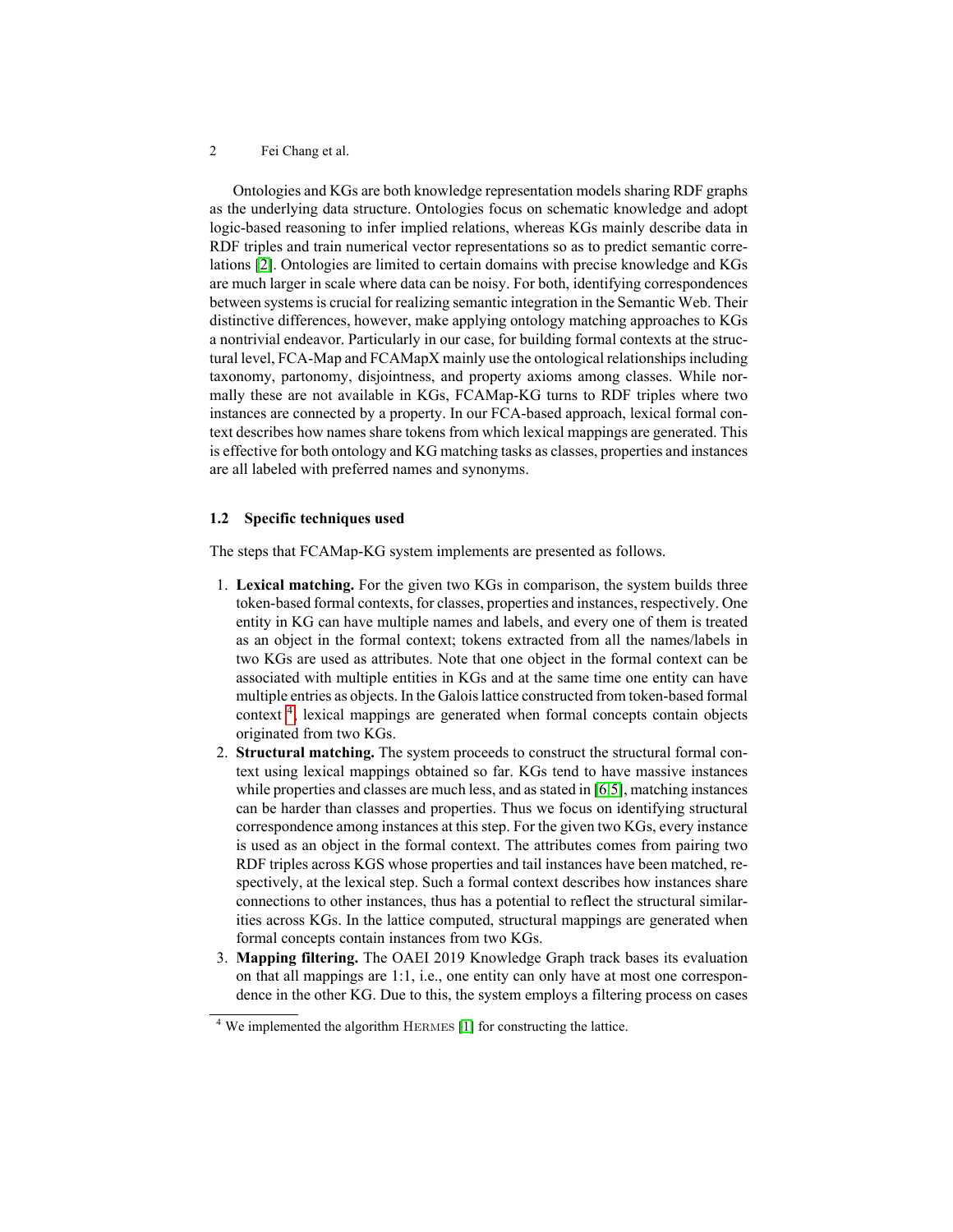Ontologies and KGs are both knowledge representation models sharing RDF graphs as the underlying data structure. Ontologies focus on schematic knowledge and adopt logic-based reasoning to infer implied relations, whereas KGs mainly describe data in RDF triples and train numerical vector representations so as to predict semantic correlations [2]. Ontologies are limited to certain domains with precise knowledge and KGs are much larger in scale where data can be noisy. For both, identifying correspondences between systems is crucial for realizing semantic integration in the Semantic Web. Their distinctive differences, however, make applying ontology matching approaches to KGs a nontrivial endeavor. Particularly in our case, for building formal contexts at the structural level, FCA-Map and FCAMapX mainly use the ontological relationships including taxonomy, partonomy, disjointness, and property axioms among classes. While normally these are not available in KGs, FCAMap-KG turns to RDF triples where two instances are connected by a property. In our FCA-based approach, lexical formal context describes how names share tokens from which lexical mappings are generated. This is effective for both ontology and KG matching tasks as classes, properties and instances are all labeled with preferred names and synonyms.

### 1.2 Specific techniques used

The steps that FCAMap-KG system implements are presented as follows.

1. **Lexical matching.** For the given two KGs in comparison, the system builds three token-based formal contexts, for classes, properties and instances, respectively. One entity in KG can have multiple names and labels, and every one of them is treated as an object in the formal context; tokens extracted from all the names/labels in two KGs are used as attributes. Note that one object in the formal context can be associated with multiple entities in KGs and at the same time one entity can have multiple entries as objects. In the Galois lattice constructed from token-based formal context [4], lexical mappings are generated when formal concepts contain objects originated from two KGs.
2. **Structural matching.** The system proceeds to construct the structural formal context using lexical mappings obtained so far. KGs tend to have massive instances while properties and classes are much less, and as stated in [6,5], matching instances can be harder than classes and properties. Thus we focus on identifying structural correspondence among instances at this step. For the given two KGs, every instance is used as an object in the formal context. The attributes comes from pairing two RDF triples across KGS whose properties and tail instances have been matched, respectively, at the lexical step. Such a formal context describes how instances share connections to other instances, thus has a potential to reflect the structural similarities across KGs. In the lattice computed, structural mappings are generated when formal concepts contain instances from two KGs.
3. **Mapping filtering.** The OAEI 2019 Knowledge Graph track bases its evaluation on that all mappings are 1:1, i.e., one entity can only have at most one correspondence in the other KG. Due to this, the system employs a filtering process on cases

[4] We implemented the algorithm HERMES [1] for constructing the lattice.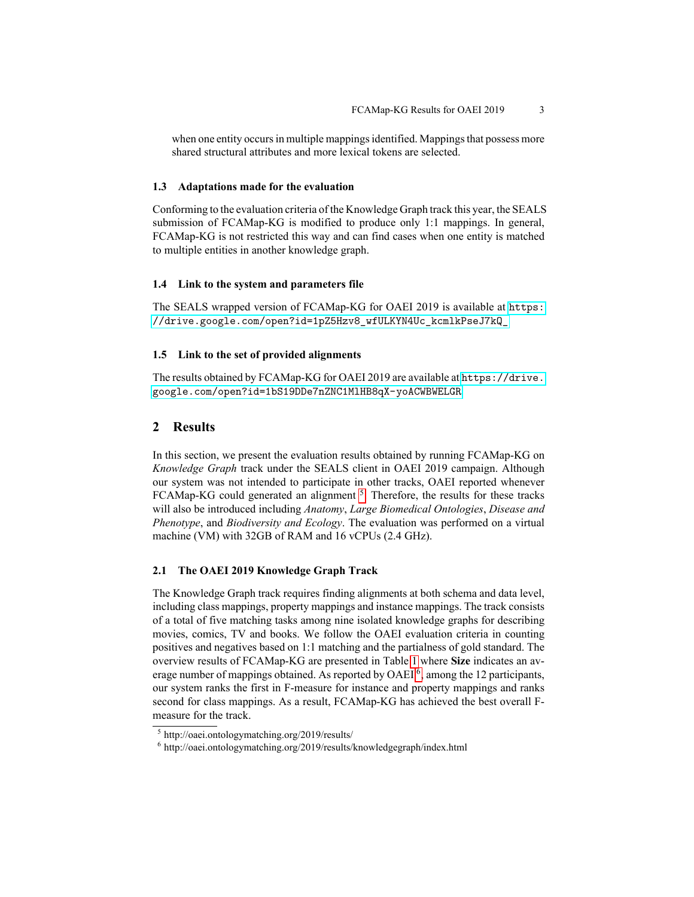when one entity occurs in multiple mappings identified. Mappings that possess more shared structural attributes and more lexical tokens are selected.

### 1.3 Adaptations made for the evaluation

Conforming to the evaluation criteria of the Knowledge Graph track this year, the SEALS submission of FCAMap-KG is modified to produce only 1:1 mappings. In general, FCAMap-KG is not restricted this way and can find cases when one entity is matched to multiple entities in another knowledge graph.

### 1.4 Link to the system and parameters file

The SEALS wrapped version of FCAMap-KG for OAEI 2019 is available at `https://drive.google.com/open?id=1pZ5Hzv8_wfULKYN4Uc_kcmlkPseJ7kQ_`

### 1.5 Link to the set of provided alignments

The results obtained by FCAMap-KG for OAEI 2019 are available at `https://drive.google.com/open?id=1bS19DDe7nZNC1MlHB8qX-yoACWBWELGR`

## 2 Results

In this section, we present the evaluation results obtained by running FCAMap-KG on *Knowledge Graph* track under the SEALS client in OAEI 2019 campaign. Although our system was not intended to participate in other tracks, OAEI reported whenever FCAMap-KG could generated an alignment [5]. Therefore, the results for these tracks will also be introduced including *Anatomy*, *Large Biomedical Ontologies*, *Disease and Phenotype*, and *Biodiversity and Ecology*. The evaluation was performed on a virtual machine (VM) with 32GB of RAM and 16 vCPUs (2.4 GHz).

### 2.1 The OAEI 2019 Knowledge Graph Track

The Knowledge Graph track requires finding alignments at both schema and data level, including class mappings, property mappings and instance mappings. The track consists of a total of five matching tasks among nine isolated knowledge graphs for describing movies, comics, TV and books. We follow the OAEI evaluation criteria in counting positives and negatives based on 1:1 matching and the partialness of gold standard. The overview results of FCAMap-KG are presented in Table 1 where **Size** indicates an average number of mappings obtained. As reported by OAEI [6], among the 12 participants, our system ranks the first in F-measure for instance and property mappings and ranks second for class mappings. As a result, FCAMap-KG has achieved the best overall F-measure for the track.

[5] http://oaei.ontologymatching.org/2019/results/

[6] http://oaei.ontologymatching.org/2019/results/knowledgegraph/index.html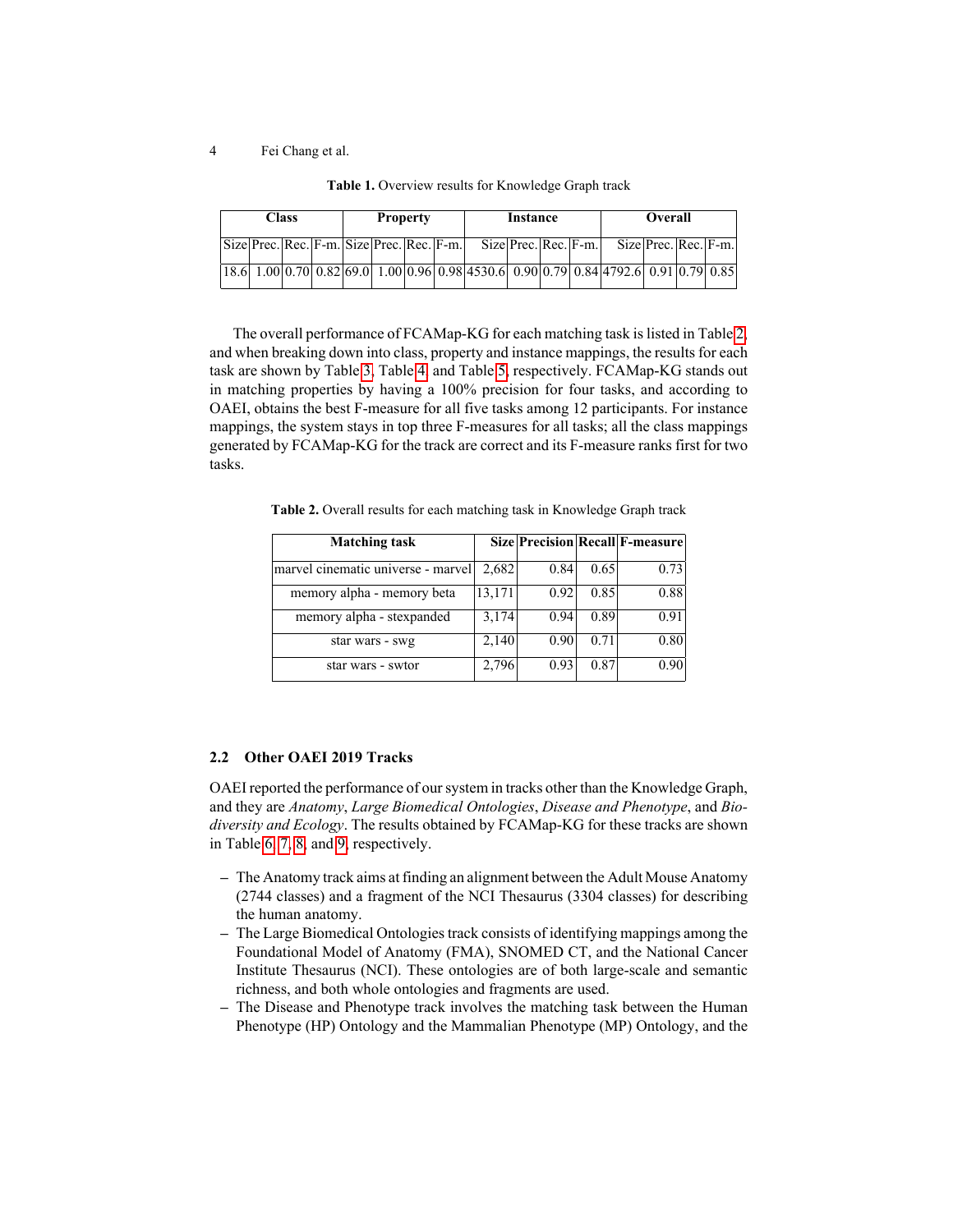**Table 1.** Overview results for Knowledge Graph track

| Class | | | | Property | | | | Instance | | | | Overall | | | |
|---|---|---|---|---|---|---|---|---|---|---|---|---|---|---|---|
| Size | Prec. | Rec. | F-m. | Size | Prec. | Rec. | F-m. | Size | Prec. | Rec. | F-m. | Size | Prec. | Rec. | F-m. |
| 18.6 | 1.00 | 0.70 | 0.82 | 69.0 | 1.00 | 0.96 | 0.98 | 4530.6 | 0.90 | 0.79 | 0.84 | 4792.6 | 0.91 | 0.79 | 0.85 |

The overall performance of FCAMap-KG for each matching task is listed in Table 2, and when breaking down into class, property and instance mappings, the results for each task are shown by Table 3, Table 4, and Table 5, respectively. FCAMap-KG stands out in matching properties by having a 100% precision for four tasks, and according to OAEI, obtains the best F-measure for all five tasks among 12 participants. For instance mappings, the system stays in top three F-measures for all tasks; all the class mappings generated by FCAMap-KG for the track are correct and its F-measure ranks first for two tasks.

**Table 2.** Overall results for each matching task in Knowledge Graph track

| Matching task | Size | Precision | Recall | F-measure |
|---|---|---|---|---|
| marvel cinematic universe - marvel | 2,682 | 0.84 | 0.65 | 0.73 |
| memory alpha - memory beta | 13,171 | 0.92 | 0.85 | 0.88 |
| memory alpha - stexpanded | 3,174 | 0.94 | 0.89 | 0.91 |
| star wars - swg | 2,140 | 0.90 | 0.71 | 0.80 |
| star wars - swtor | 2,796 | 0.93 | 0.87 | 0.90 |

### 2.2 Other OAEI 2019 Tracks

OAEI reported the performance of our system in tracks other than the Knowledge Graph, and they are *Anatomy*, *Large Biomedical Ontologies*, *Disease and Phenotype*, and *Biodiversity and Ecology*. The results obtained by FCAMap-KG for these tracks are shown in Table 6, 7, 8, and 9, respectively.

- The Anatomy track aims at finding an alignment between the Adult Mouse Anatomy (2744 classes) and a fragment of the NCI Thesaurus (3304 classes) for describing the human anatomy.
- The Large Biomedical Ontologies track consists of identifying mappings among the Foundational Model of Anatomy (FMA), SNOMED CT, and the National Cancer Institute Thesaurus (NCI). These ontologies are of both large-scale and semantic richness, and both whole ontologies and fragments are used.
- The Disease and Phenotype track involves the matching task between the Human Phenotype (HP) Ontology and the Mammalian Phenotype (MP) Ontology, and the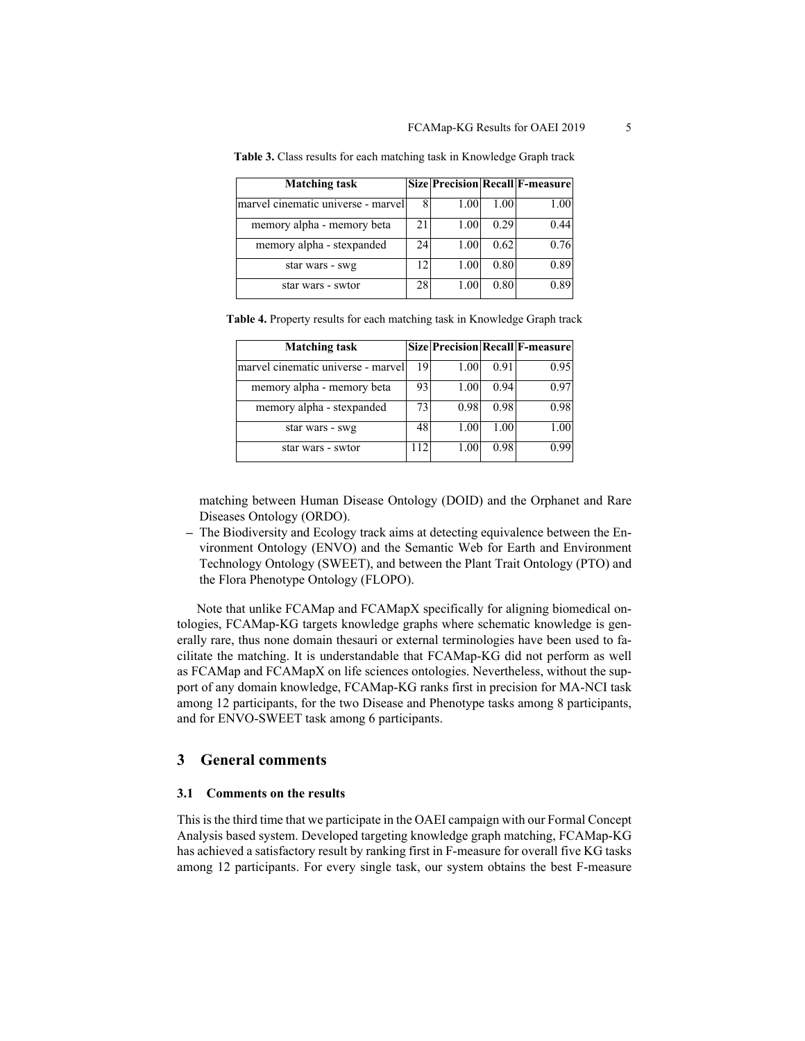**Table 3.** Class results for each matching task in Knowledge Graph track

| Matching task | Size | Precision | Recall | F-measure |
|---|---|---|---|---|
| marvel cinematic universe - marvel | 8 | 1.00 | 1.00 | 1.00 |
| memory alpha - memory beta | 21 | 1.00 | 0.29 | 0.44 |
| memory alpha - stexpanded | 24 | 1.00 | 0.62 | 0.76 |
| star wars - swg | 12 | 1.00 | 0.80 | 0.89 |
| star wars - swtor | 28 | 1.00 | 0.80 | 0.89 |

**Table 4.** Property results for each matching task in Knowledge Graph track

| Matching task | Size | Precision | Recall | F-measure |
|---|---|---|---|---|
| marvel cinematic universe - marvel | 19 | 1.00 | 0.91 | 0.95 |
| memory alpha - memory beta | 93 | 1.00 | 0.94 | 0.97 |
| memory alpha - stexpanded | 73 | 0.98 | 0.98 | 0.98 |
| star wars - swg | 48 | 1.00 | 1.00 | 1.00 |
| star wars - swtor | 112 | 1.00 | 0.98 | 0.99 |

matching between Human Disease Ontology (DOID) and the Orphanet and Rare Diseases Ontology (ORDO).

- The Biodiversity and Ecology track aims at detecting equivalence between the Environment Ontology (ENVO) and the Semantic Web for Earth and Environment Technology Ontology (SWEET), and between the Plant Trait Ontology (PTO) and the Flora Phenotype Ontology (FLOPO).

Note that unlike FCAMap and FCAMapX specifically for aligning biomedical ontologies, FCAMap-KG targets knowledge graphs where schematic knowledge is generally rare, thus none domain thesauri or external terminologies have been used to facilitate the matching. It is understandable that FCAMap-KG did not perform as well as FCAMap and FCAMapX on life sciences ontologies. Nevertheless, without the support of any domain knowledge, FCAMap-KG ranks first in precision for MA-NCI task among 12 participants, for the two Disease and Phenotype tasks among 8 participants, and for ENVO-SWEET task among 6 participants.

## 3 General comments

### 3.1 Comments on the results

This is the third time that we participate in the OAEI campaign with our Formal Concept Analysis based system. Developed targeting knowledge graph matching, FCAMap-KG has achieved a satisfactory result by ranking first in F-measure for overall five KG tasks among 12 participants. For every single task, our system obtains the best F-measure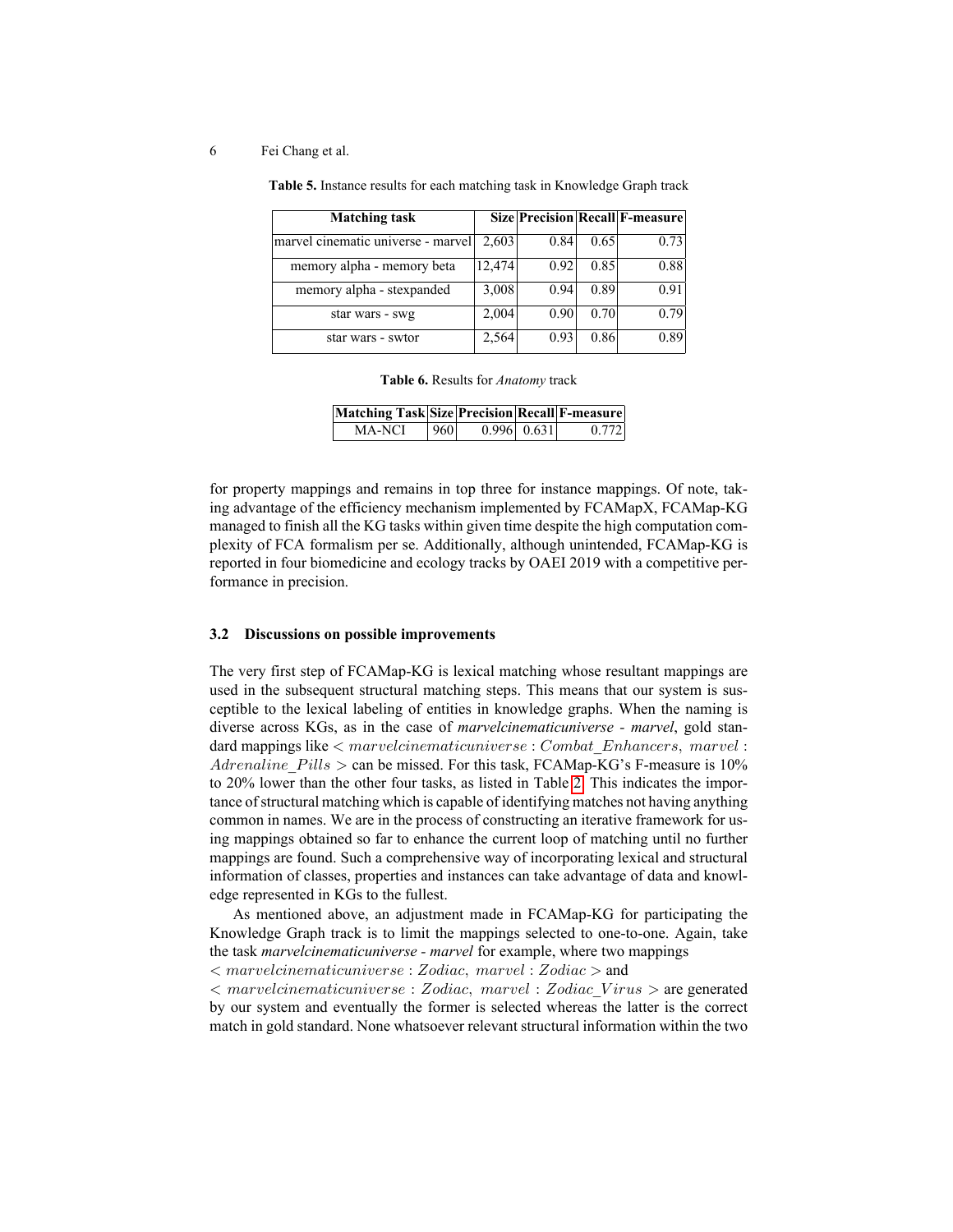**Table 5.** Instance results for each matching task in Knowledge Graph track

| Matching task | Size | Precision | Recall | F-measure |
|---|---|---|---|---|
| marvel cinematic universe - marvel | 2,603 | 0.84 | 0.65 | 0.73 |
| memory alpha - memory beta | 12,474 | 0.92 | 0.85 | 0.88 |
| memory alpha - stexpanded | 3,008 | 0.94 | 0.89 | 0.91 |
| star wars - swg | 2,004 | 0.90 | 0.70 | 0.79 |
| star wars - swtor | 2,564 | 0.93 | 0.86 | 0.89 |

**Table 6.** Results for *Anatomy* track

| Matching Task | Size | Precision | Recall | F-measure |
|---|---|---|---|---|
| MA-NCI | 960 | 0.996 | 0.631 | 0.772 |

for property mappings and remains in top three for instance mappings. Of note, taking advantage of the efficiency mechanism implemented by FCAMapX, FCAMap-KG managed to finish all the KG tasks within given time despite the high computation complexity of FCA formalism per se. Additionally, although unintended, FCAMap-KG is reported in four biomedicine and ecology tracks by OAEI 2019 with a competitive performance in precision.

### 3.2 Discussions on possible improvements

The very first step of FCAMap-KG is lexical matching whose resultant mappings are used in the subsequent structural matching steps. This means that our system is susceptible to the lexical labeling of entities in knowledge graphs. When the naming is diverse across KGs, as in the case of *marvelcinematicuniverse - marvel*, gold standard mappings like $< marvelcinematicuniverse : Combat\_Enhancers,\ marvel : Adrenaline\_Pills >$ can be missed. For this task, FCAMap-KG's F-measure is 10% to 20% lower than the other four tasks, as listed in Table 2. This indicates the importance of structural matching which is capable of identifying matches not having anything common in names. We are in the process of constructing an iterative framework for using mappings obtained so far to enhance the current loop of matching until no further mappings are found. Such a comprehensive way of incorporating lexical and structural information of classes, properties and instances can take advantage of data and knowledge represented in KGs to the fullest.

As mentioned above, an adjustment made in FCAMap-KG for participating the Knowledge Graph track is to limit the mappings selected to one-to-one. Again, take the task *marvelcinematicuniverse - marvel* for example, where two mappings $< marvelcinematicuniverse : Zodiac,\ marvel : Zodiac >$ and $< marvelcinematicuniverse : Zodiac,\ marvel : Zodiac\_Virus >$ are generated by our system and eventually the former is selected whereas the latter is the correct match in gold standard. None whatsoever relevant structural information within the two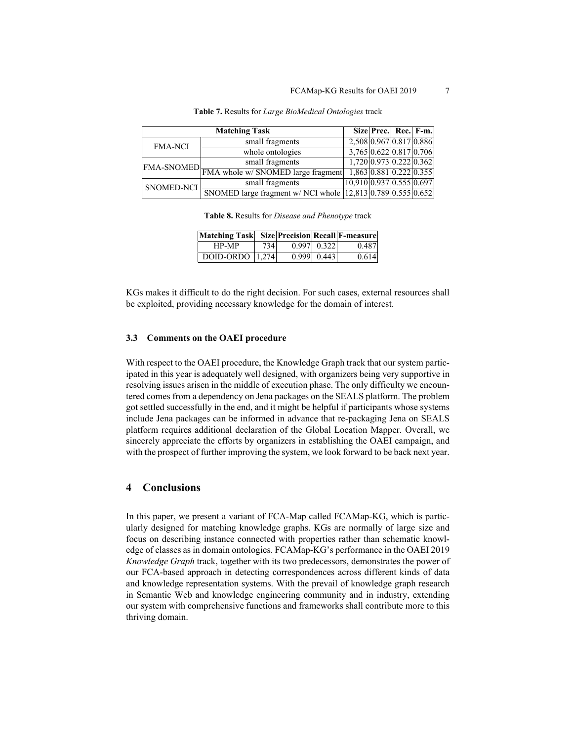**Table 7.** Results for *Large BioMedical Ontologies* track

| Matching Task | | Size | Prec. | Rec. | F-m. |
|---|---|---|---|---|---|
| FMA-NCI | small fragments | 2,508 | 0.967 | 0.817 | 0.886 |
| | whole ontologies | 3,765 | 0.622 | 0.817 | 0.706 |
| FMA-SNOMED | small fragments | 1,720 | 0.973 | 0.222 | 0.362 |
| | FMA whole w/ SNOMED large fragment | 1,863 | 0.881 | 0.222 | 0.355 |
| SNOMED-NCI | small fragments | 10,910 | 0.937 | 0.555 | 0.697 |
| | SNOMED large fragment w/ NCI whole | 12,813 | 0.789 | 0.555 | 0.652 |

**Table 8.** Results for *Disease and Phenotype* track

| Matching Task | Size | Precision | Recall | F-measure |
|---|---|---|---|---|
| HP-MP | 734 | 0.997 | 0.322 | 0.487 |
| DOID-ORDO | 1,274 | 0.999 | 0.443 | 0.614 |

KGs makes it difficult to do the right decision. For such cases, external resources shall be exploited, providing necessary knowledge for the domain of interest.

### 3.3 Comments on the OAEI procedure

With respect to the OAEI procedure, the Knowledge Graph track that our system participated in this year is adequately well designed, with organizers being very supportive in resolving issues arisen in the middle of execution phase. The only difficulty we encountered comes from a dependency on Jena packages on the SEALS platform. The problem got settled successfully in the end, and it might be helpful if participants whose systems include Jena packages can be informed in advance that re-packaging Jena on SEALS platform requires additional declaration of the Global Location Mapper. Overall, we sincerely appreciate the efforts by organizers in establishing the OAEI campaign, and with the prospect of further improving the system, we look forward to be back next year.

## 4 Conclusions

In this paper, we present a variant of FCA-Map called FCAMap-KG, which is particularly designed for matching knowledge graphs. KGs are normally of large size and focus on describing instance connected with properties rather than schematic knowledge of classes as in domain ontologies. FCAMap-KG's performance in the OAEI 2019 *Knowledge Graph* track, together with its two predecessors, demonstrates the power of our FCA-based approach in detecting correspondences across different kinds of data and knowledge representation systems. With the prevail of knowledge graph research in Semantic Web and knowledge engineering community and in industry, extending our system with comprehensive functions and frameworks shall contribute more to this thriving domain.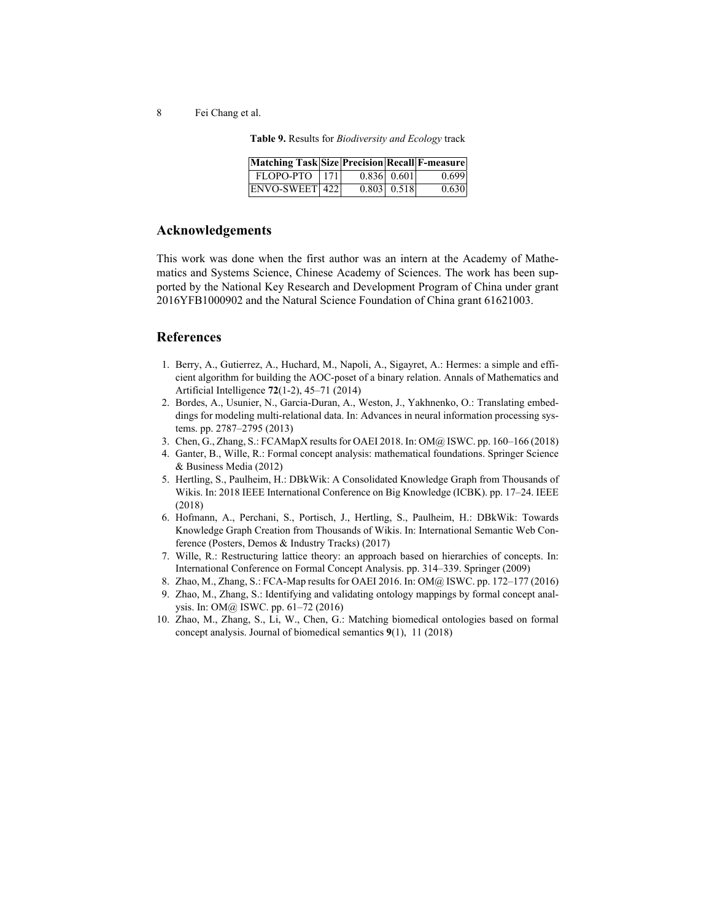**Table 9.** Results for *Biodiversity and Ecology* track

| Matching Task | Size | Precision | Recall | F-measure |
|---|---|---|---|---|
| FLOPO-PTO | 171 | 0.836 | 0.601 | 0.699 |
| ENVO-SWEET | 422 | 0.803 | 0.518 | 0.630 |

## Acknowledgements

This work was done when the first author was an intern at the Academy of Mathematics and Systems Science, Chinese Academy of Sciences. The work has been supported by the National Key Research and Development Program of China under grant 2016YFB1000902 and the Natural Science Foundation of China grant 61621003.

## References

1. Berry, A., Gutierrez, A., Huchard, M., Napoli, A., Sigayret, A.: Hermes: a simple and efficient algorithm for building the AOC-poset of a binary relation. Annals of Mathematics and Artificial Intelligence **72**(1-2), 45–71 (2014)
2. Bordes, A., Usunier, N., Garcia-Duran, A., Weston, J., Yakhnenko, O.: Translating embeddings for modeling multi-relational data. In: Advances in neural information processing systems. pp. 2787–2795 (2013)
3. Chen, G., Zhang, S.: FCAMapX results for OAEI 2018. In: OM@ ISWC. pp. 160–166 (2018)
4. Ganter, B., Wille, R.: Formal concept analysis: mathematical foundations. Springer Science & Business Media (2012)
5. Hertling, S., Paulheim, H.: DBkWik: A Consolidated Knowledge Graph from Thousands of Wikis. In: 2018 IEEE International Conference on Big Knowledge (ICBK). pp. 17–24. IEEE (2018)
6. Hofmann, A., Perchani, S., Portisch, J., Hertling, S., Paulheim, H.: DBkWik: Towards Knowledge Graph Creation from Thousands of Wikis. In: International Semantic Web Conference (Posters, Demos & Industry Tracks) (2017)
7. Wille, R.: Restructuring lattice theory: an approach based on hierarchies of concepts. In: International Conference on Formal Concept Analysis. pp. 314–339. Springer (2009)
8. Zhao, M., Zhang, S.: FCA-Map results for OAEI 2016. In: OM@ ISWC. pp. 172–177 (2016)
9. Zhao, M., Zhang, S.: Identifying and validating ontology mappings by formal concept analysis. In: OM@ ISWC. pp. 61–72 (2016)
10. Zhao, M., Zhang, S., Li, W., Chen, G.: Matching biomedical ontologies based on formal concept analysis. Journal of biomedical semantics **9**(1), 11 (2018)